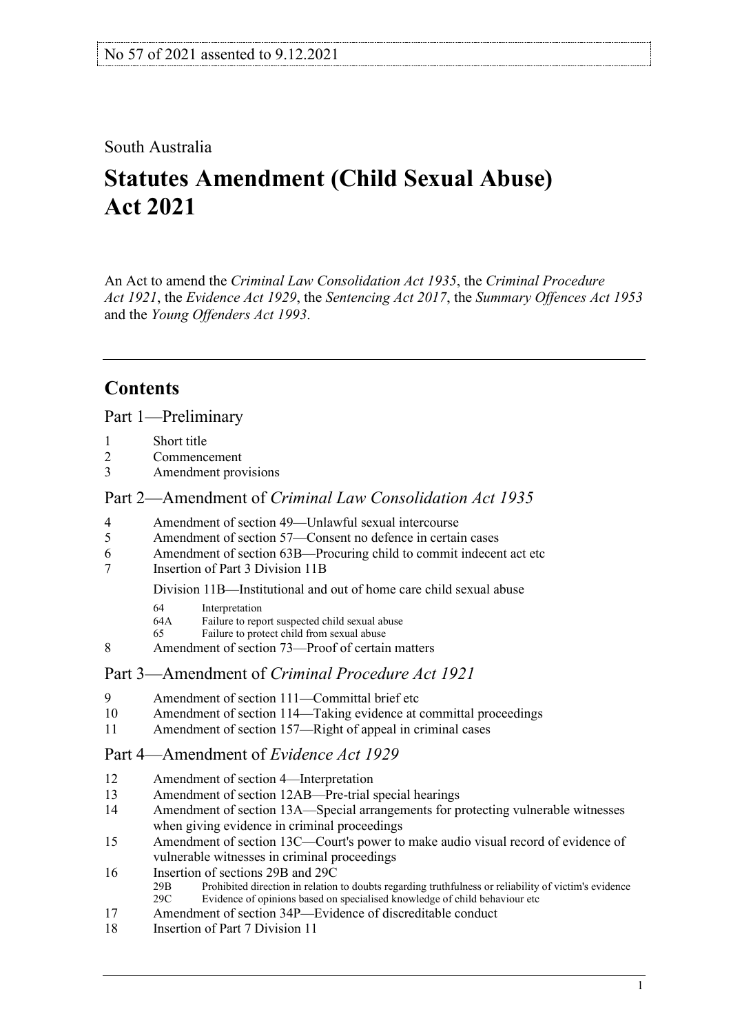No 57 of 2021 assented to 9.12.2021

South Australia

# Statutes Amendment (Child Sexual Abuse) Act 2021

An Act to amend the *Criminal Law Consolidation Act 1935*, the *Criminal Procedure Act 1921*, the *Evidence Act 1929*, the *Sentencing Act 2017*, the *Summary Offences Act 1953* and the *Young Offenders Act 1993*.

## Contents

### Part 1—Preliminary

1 Short title
2 Commencement
3 Amendment provisions

### Part 2—Amendment of *Criminal Law Consolidation Act 1935*

4 Amendment of section 49—Unlawful sexual intercourse
5 Amendment of section 57—Consent no defence in certain cases
6 Amendment of section 63B—Procuring child to commit indecent act etc
7 Insertion of Part 3 Division 11B

Division 11B—Institutional and out of home care child sexual abuse

64 Interpretation
64A Failure to report suspected child sexual abuse
65 Failure to protect child from sexual abuse

8 Amendment of section 73—Proof of certain matters

### Part 3—Amendment of *Criminal Procedure Act 1921*

9 Amendment of section 111—Committal brief etc
10 Amendment of section 114—Taking evidence at committal proceedings
11 Amendment of section 157—Right of appeal in criminal cases

### Part 4—Amendment of *Evidence Act 1929*

12 Amendment of section 4—Interpretation
13 Amendment of section 12AB—Pre-trial special hearings
14 Amendment of section 13A—Special arrangements for protecting vulnerable witnesses when giving evidence in criminal proceedings
15 Amendment of section 13C—Court's power to make audio visual record of evidence of vulnerable witnesses in criminal proceedings
16 Insertion of sections 29B and 29C

29B Prohibited direction in relation to doubts regarding truthfulness or reliability of victim's evidence
29C Evidence of opinions based on specialised knowledge of child behaviour etc

17 Amendment of section 34P—Evidence of discreditable conduct
18 Insertion of Part 7 Division 11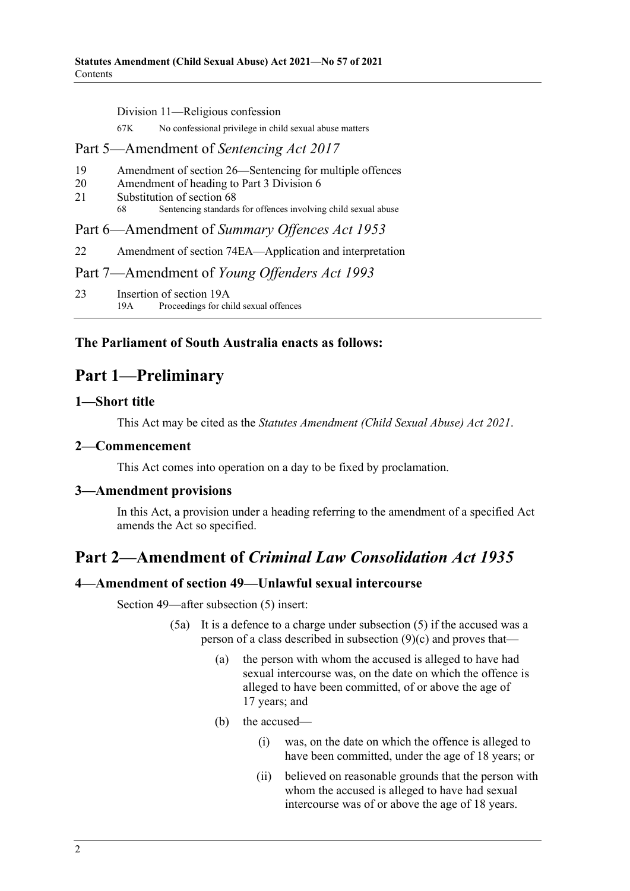Division 11—Religious confession

67K No confessional privilege in child sexual abuse matters

Part 5—Amendment of *Sentencing Act 2017*

19 Amendment of section 26—Sentencing for multiple offences

20 Amendment of heading to Part 3 Division 6

21 Substitution of section 68

68 Sentencing standards for offences involving child sexual abuse

Part 6—Amendment of *Summary Offences Act 1953*

22 Amendment of section 74EA—Application and interpretation

Part 7—Amendment of *Young Offenders Act 1993*

23 Insertion of section 19A

19A Proceedings for child sexual offences

---

**The Parliament of South Australia enacts as follows:**

# Part 1—Preliminary

### 1—Short title

This Act may be cited as the *Statutes Amendment (Child Sexual Abuse) Act 2021*.

### 2—Commencement

This Act comes into operation on a day to be fixed by proclamation.

### 3—Amendment provisions

In this Act, a provision under a heading referring to the amendment of a specified Act amends the Act so specified.

# Part 2—Amendment of *Criminal Law Consolidation Act 1935*

### 4—Amendment of section 49—Unlawful sexual intercourse

Section 49—after subsection (5) insert:

(5a) It is a defence to a charge under subsection (5) if the accused was a person of a class described in subsection (9)(c) and proves that—

(a) the person with whom the accused is alleged to have had sexual intercourse was, on the date on which the offence is alleged to have been committed, of or above the age of 17 years; and

(b) the accused—

(i) was, on the date on which the offence is alleged to have been committed, under the age of 18 years; or

(ii) believed on reasonable grounds that the person with whom the accused is alleged to have had sexual intercourse was of or above the age of 18 years.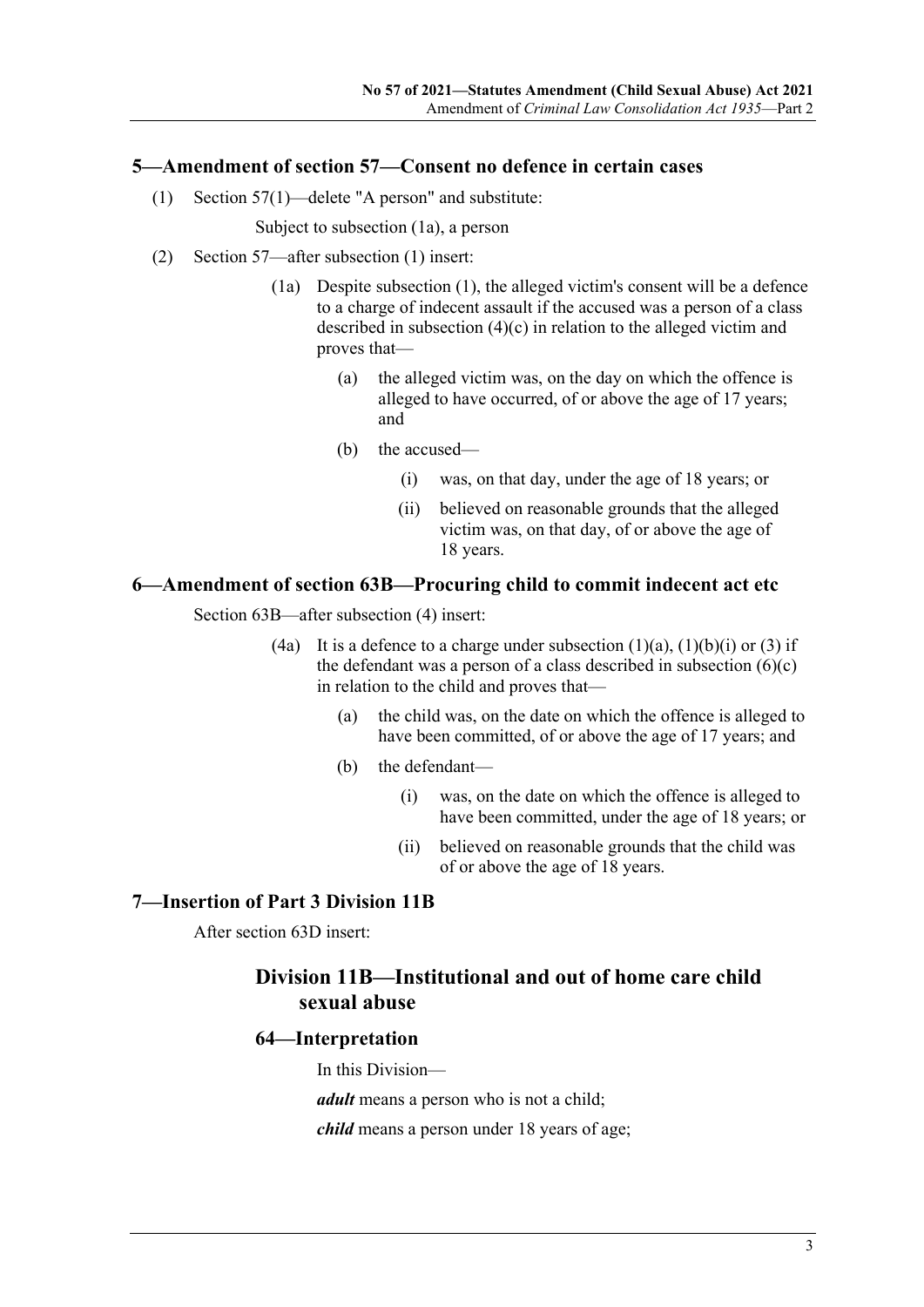## 5—Amendment of section 57—Consent no defence in certain cases

(1) Section 57(1)—delete "A person" and substitute:

Subject to subsection (1a), a person

(2) Section 57—after subsection (1) insert:

(1a) Despite subsection (1), the alleged victim's consent will be a defence to a charge of indecent assault if the accused was a person of a class described in subsection (4)(c) in relation to the alleged victim and proves that—

(a) the alleged victim was, on the day on which the offence is alleged to have occurred, of or above the age of 17 years; and

(b) the accused—

(i) was, on that day, under the age of 18 years; or

(ii) believed on reasonable grounds that the alleged victim was, on that day, of or above the age of 18 years.

## 6—Amendment of section 63B—Procuring child to commit indecent act etc

Section 63B—after subsection (4) insert:

(4a) It is a defence to a charge under subsection (1)(a), (1)(b)(i) or (3) if the defendant was a person of a class described in subsection (6)(c) in relation to the child and proves that—

(a) the child was, on the date on which the offence is alleged to have been committed, of or above the age of 17 years; and

(b) the defendant—

(i) was, on the date on which the offence is alleged to have been committed, under the age of 18 years; or

(ii) believed on reasonable grounds that the child was of or above the age of 18 years.

## 7—Insertion of Part 3 Division 11B

After section 63D insert:

### Division 11B—Institutional and out of home care child sexual abuse

#### 64—Interpretation

In this Division—

***adult*** means a person who is not a child;

***child*** means a person under 18 years of age;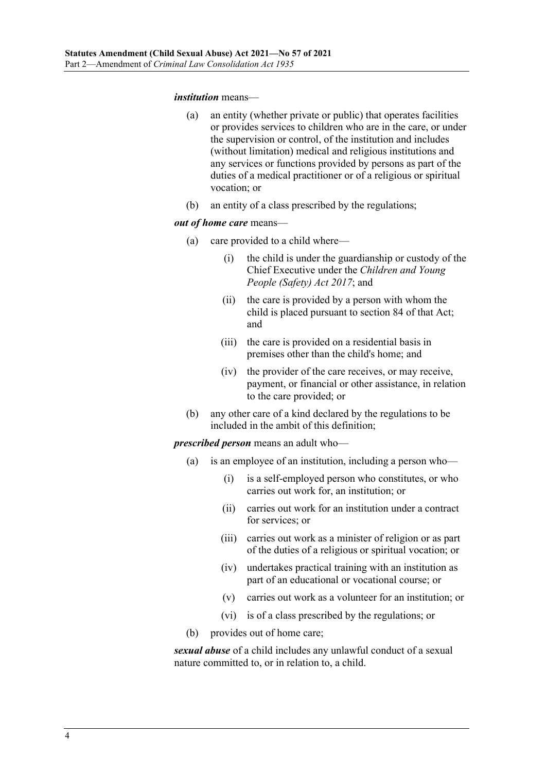***institution*** means—

(a) an entity (whether private or public) that operates facilities or provides services to children who are in the care, or under the supervision or control, of the institution and includes (without limitation) medical and religious institutions and any services or functions provided by persons as part of the duties of a medical practitioner or of a religious or spiritual vocation; or

(b) an entity of a class prescribed by the regulations;

***out of home care*** means—

(a) care provided to a child where—

(i) the child is under the guardianship or custody of the Chief Executive under the *Children and Young People (Safety) Act 2017*; and

(ii) the care is provided by a person with whom the child is placed pursuant to section 84 of that Act; and

(iii) the care is provided on a residential basis in premises other than the child's home; and

(iv) the provider of the care receives, or may receive, payment, or financial or other assistance, in relation to the care provided; or

(b) any other care of a kind declared by the regulations to be included in the ambit of this definition;

***prescribed person*** means an adult who—

(a) is an employee of an institution, including a person who—

(i) is a self-employed person who constitutes, or who carries out work for, an institution; or

(ii) carries out work for an institution under a contract for services; or

(iii) carries out work as a minister of religion or as part of the duties of a religious or spiritual vocation; or

(iv) undertakes practical training with an institution as part of an educational or vocational course; or

(v) carries out work as a volunteer for an institution; or

(vi) is of a class prescribed by the regulations; or

(b) provides out of home care;

***sexual abuse*** of a child includes any unlawful conduct of a sexual nature committed to, or in relation to, a child.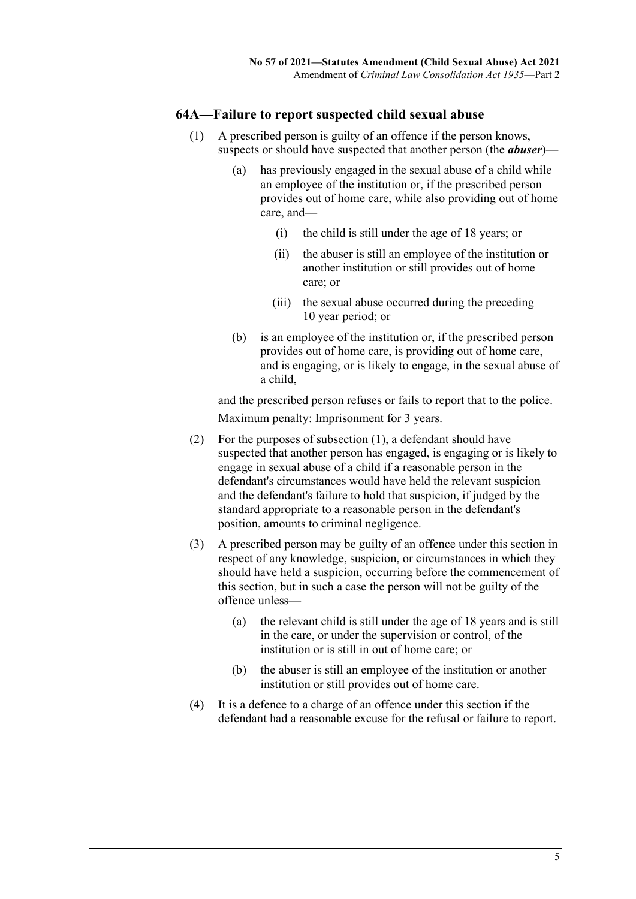## 64A—Failure to report suspected child sexual abuse

(1) A prescribed person is guilty of an offence if the person knows, suspects or should have suspected that another person (the ***abuser***)—

(a) has previously engaged in the sexual abuse of a child while an employee of the institution or, if the prescribed person provides out of home care, while also providing out of home care, and—

(i) the child is still under the age of 18 years; or

(ii) the abuser is still an employee of the institution or another institution or still provides out of home care; or

(iii) the sexual abuse occurred during the preceding 10 year period; or

(b) is an employee of the institution or, if the prescribed person provides out of home care, is providing out of home care, and is engaging, or is likely to engage, in the sexual abuse of a child,

and the prescribed person refuses or fails to report that to the police.

Maximum penalty: Imprisonment for 3 years.

(2) For the purposes of subsection (1), a defendant should have suspected that another person has engaged, is engaging or is likely to engage in sexual abuse of a child if a reasonable person in the defendant's circumstances would have held the relevant suspicion and the defendant's failure to hold that suspicion, if judged by the standard appropriate to a reasonable person in the defendant's position, amounts to criminal negligence.

(3) A prescribed person may be guilty of an offence under this section in respect of any knowledge, suspicion, or circumstances in which they should have held a suspicion, occurring before the commencement of this section, but in such a case the person will not be guilty of the offence unless—

(a) the relevant child is still under the age of 18 years and is still in the care, or under the supervision or control, of the institution or is still in out of home care; or

(b) the abuser is still an employee of the institution or another institution or still provides out of home care.

(4) It is a defence to a charge of an offence under this section if the defendant had a reasonable excuse for the refusal or failure to report.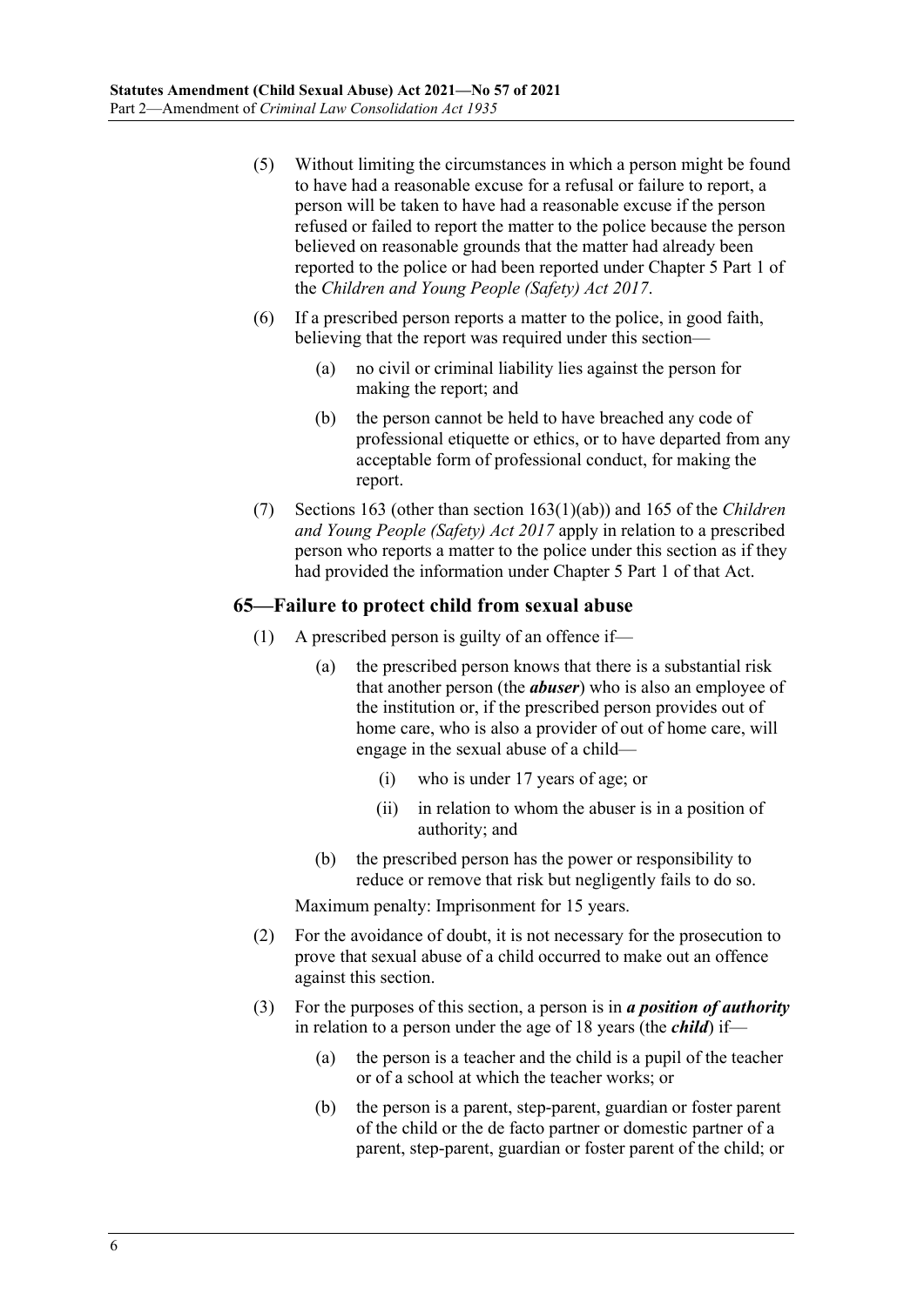(5) Without limiting the circumstances in which a person might be found to have had a reasonable excuse for a refusal or failure to report, a person will be taken to have had a reasonable excuse if the person refused or failed to report the matter to the police because the person believed on reasonable grounds that the matter had already been reported to the police or had been reported under Chapter 5 Part 1 of the *Children and Young People (Safety) Act 2017*.

(6) If a prescribed person reports a matter to the police, in good faith, believing that the report was required under this section—

(a) no civil or criminal liability lies against the person for making the report; and

(b) the person cannot be held to have breached any code of professional etiquette or ethics, or to have departed from any acceptable form of professional conduct, for making the report.

(7) Sections 163 (other than section 163(1)(ab)) and 165 of the *Children and Young People (Safety) Act 2017* apply in relation to a prescribed person who reports a matter to the police under this section as if they had provided the information under Chapter 5 Part 1 of that Act.

### 65—Failure to protect child from sexual abuse

(1) A prescribed person is guilty of an offence if—

(a) the prescribed person knows that there is a substantial risk that another person (the ***abuser***) who is also an employee of the institution or, if the prescribed person provides out of home care, who is also a provider of out of home care, will engage in the sexual abuse of a child—

(i) who is under 17 years of age; or

(ii) in relation to whom the abuser is in a position of authority; and

(b) the prescribed person has the power or responsibility to reduce or remove that risk but negligently fails to do so.

Maximum penalty: Imprisonment for 15 years.

(2) For the avoidance of doubt, it is not necessary for the prosecution to prove that sexual abuse of a child occurred to make out an offence against this section.

(3) For the purposes of this section, a person is in ***a position of authority*** in relation to a person under the age of 18 years (the ***child***) if—

(a) the person is a teacher and the child is a pupil of the teacher or of a school at which the teacher works; or

(b) the person is a parent, step-parent, guardian or foster parent of the child or the de facto partner or domestic partner of a parent, step-parent, guardian or foster parent of the child; or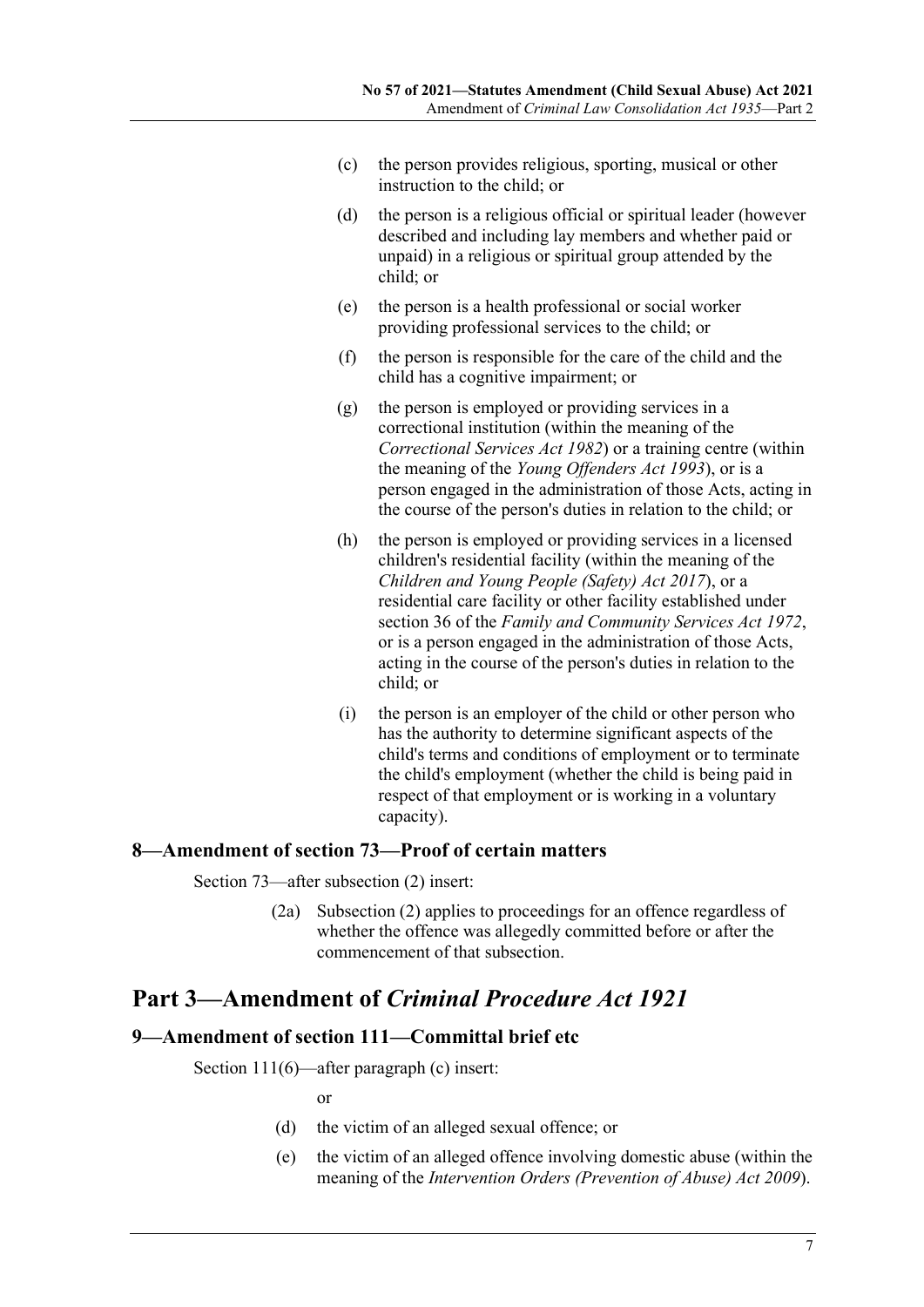(c) the person provides religious, sporting, musical or other instruction to the child; or

(d) the person is a religious official or spiritual leader (however described and including lay members and whether paid or unpaid) in a religious or spiritual group attended by the child; or

(e) the person is a health professional or social worker providing professional services to the child; or

(f) the person is responsible for the care of the child and the child has a cognitive impairment; or

(g) the person is employed or providing services in a correctional institution (within the meaning of the *Correctional Services Act 1982*) or a training centre (within the meaning of the *Young Offenders Act 1993*), or is a person engaged in the administration of those Acts, acting in the course of the person's duties in relation to the child; or

(h) the person is employed or providing services in a licensed children's residential facility (within the meaning of the *Children and Young People (Safety) Act 2017*), or a residential care facility or other facility established under section 36 of the *Family and Community Services Act 1972*, or is a person engaged in the administration of those Acts, acting in the course of the person's duties in relation to the child; or

(i) the person is an employer of the child or other person who has the authority to determine significant aspects of the child's terms and conditions of employment or to terminate the child's employment (whether the child is being paid in respect of that employment or is working in a voluntary capacity).

### 8—Amendment of section 73—Proof of certain matters

Section 73—after subsection (2) insert:

(2a) Subsection (2) applies to proceedings for an offence regardless of whether the offence was allegedly committed before or after the commencement of that subsection.

## Part 3—Amendment of *Criminal Procedure Act 1921*

### 9—Amendment of section 111—Committal brief etc

Section 111(6)—after paragraph (c) insert:

or

(d) the victim of an alleged sexual offence; or

(e) the victim of an alleged offence involving domestic abuse (within the meaning of the *Intervention Orders (Prevention of Abuse) Act 2009*).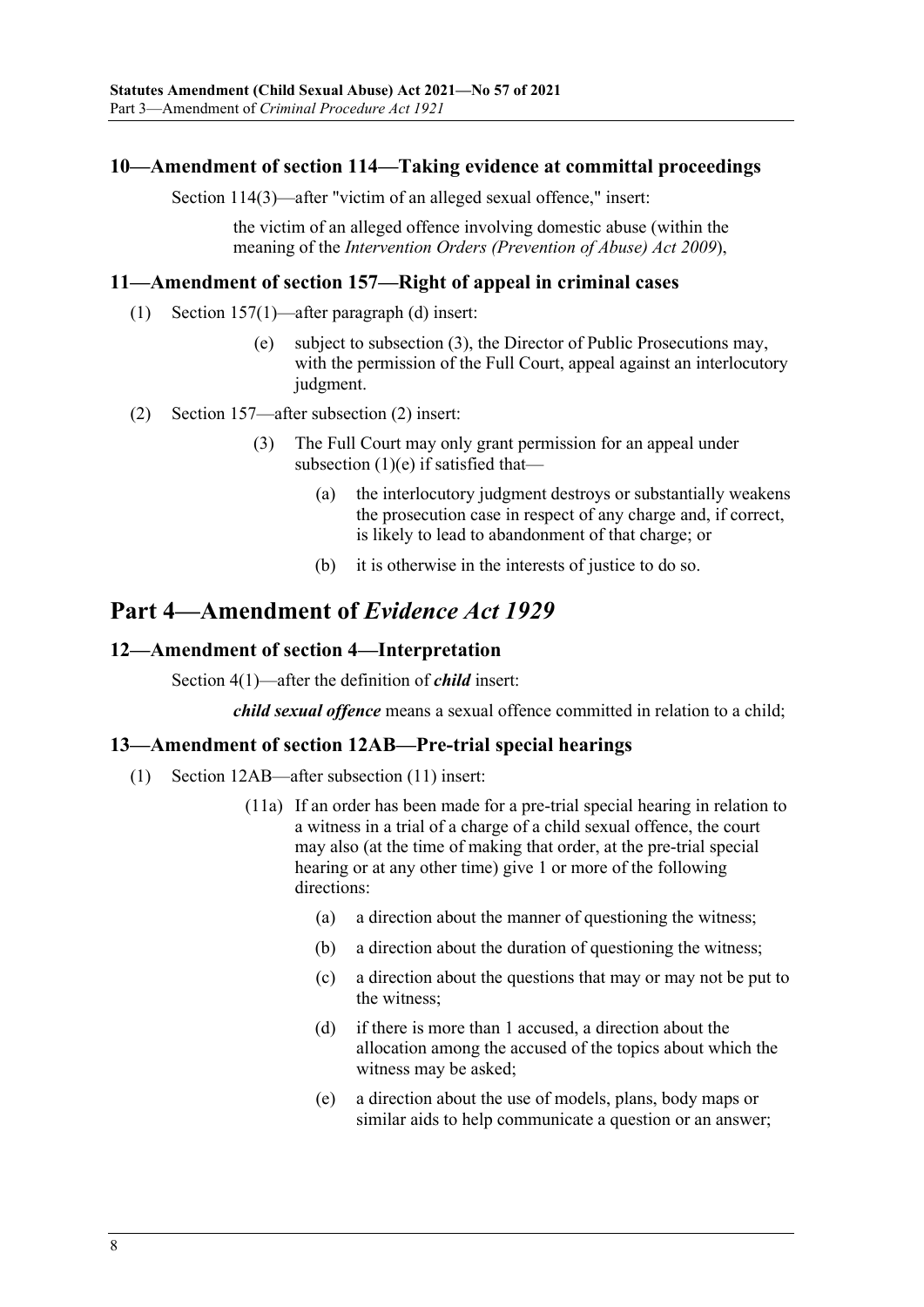## 10—Amendment of section 114—Taking evidence at committal proceedings

Section 114(3)—after "victim of an alleged sexual offence," insert:

> the victim of an alleged offence involving domestic abuse (within the meaning of the *Intervention Orders (Prevention of Abuse) Act 2009*),

## 11—Amendment of section 157—Right of appeal in criminal cases

(1) Section 157(1)—after paragraph (d) insert:

> (e) subject to subsection (3), the Director of Public Prosecutions may, with the permission of the Full Court, appeal against an interlocutory judgment.

(2) Section 157—after subsection (2) insert:

> (3) The Full Court may only grant permission for an appeal under subsection (1)(e) if satisfied that—
>
> (a) the interlocutory judgment destroys or substantially weakens the prosecution case in respect of any charge and, if correct, is likely to lead to abandonment of that charge; or
>
> (b) it is otherwise in the interests of justice to do so.

# Part 4—Amendment of *Evidence Act 1929*

## 12—Amendment of section 4—Interpretation

Section 4(1)—after the definition of ***child*** insert:

> ***child sexual offence*** means a sexual offence committed in relation to a child;

## 13—Amendment of section 12AB—Pre-trial special hearings

(1) Section 12AB—after subsection (11) insert:

> (11a) If an order has been made for a pre-trial special hearing in relation to a witness in a trial of a charge of a child sexual offence, the court may also (at the time of making that order, at the pre-trial special hearing or at any other time) give 1 or more of the following directions:
>
> (a) a direction about the manner of questioning the witness;
>
> (b) a direction about the duration of questioning the witness;
>
> (c) a direction about the questions that may or may not be put to the witness;
>
> (d) if there is more than 1 accused, a direction about the allocation among the accused of the topics about which the witness may be asked;
>
> (e) a direction about the use of models, plans, body maps or similar aids to help communicate a question or an answer;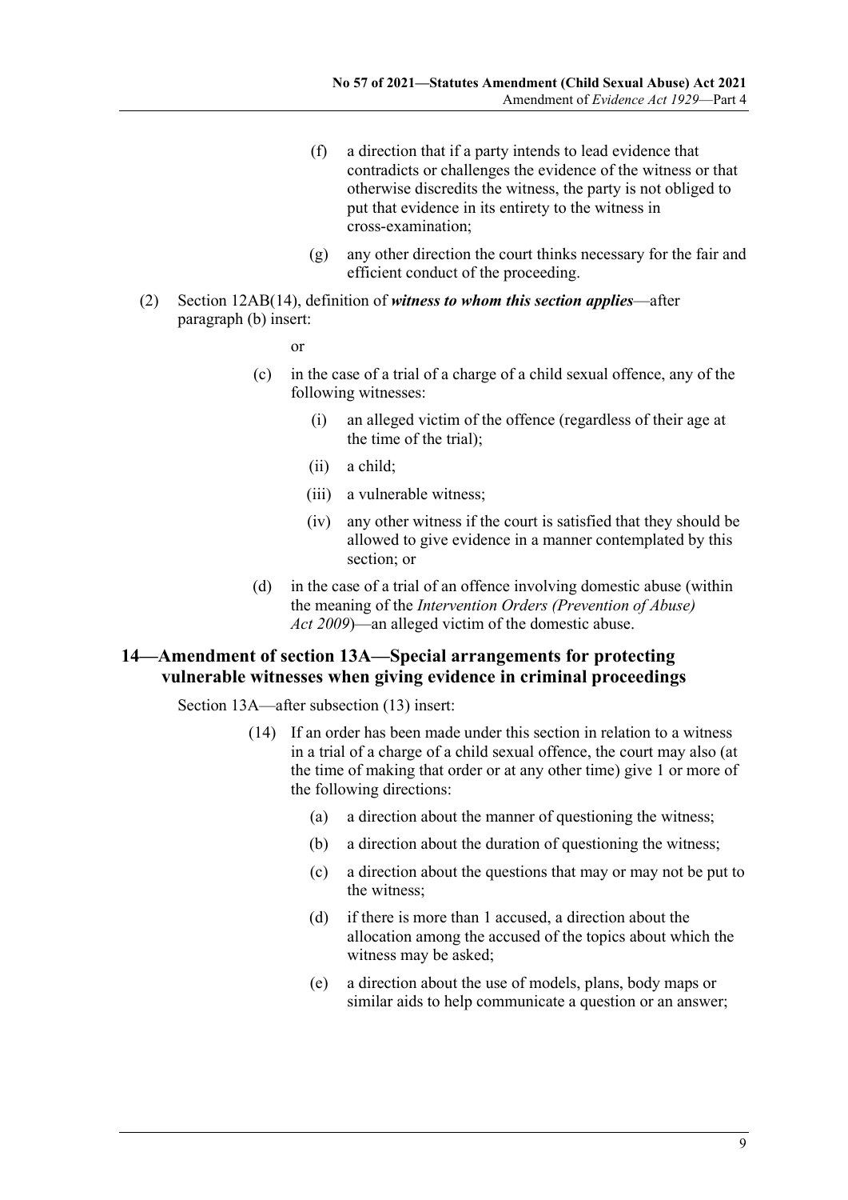(f) a direction that if a party intends to lead evidence that contradicts or challenges the evidence of the witness or that otherwise discredits the witness, the party is not obliged to put that evidence in its entirety to the witness in cross-examination;

(g) any other direction the court thinks necessary for the fair and efficient conduct of the proceeding.

(2) Section 12AB(14), definition of ***witness to whom this section applies***—after paragraph (b) insert:

or

(c) in the case of a trial of a charge of a child sexual offence, any of the following witnesses:

(i) an alleged victim of the offence (regardless of their age at the time of the trial);

(ii) a child;

(iii) a vulnerable witness;

(iv) any other witness if the court is satisfied that they should be allowed to give evidence in a manner contemplated by this section; or

(d) in the case of a trial of an offence involving domestic abuse (within the meaning of the *Intervention Orders (Prevention of Abuse) Act 2009*)—an alleged victim of the domestic abuse.

## 14—Amendment of section 13A—Special arrangements for protecting vulnerable witnesses when giving evidence in criminal proceedings

Section 13A—after subsection (13) insert:

(14) If an order has been made under this section in relation to a witness in a trial of a charge of a child sexual offence, the court may also (at the time of making that order or at any other time) give 1 or more of the following directions:

(a) a direction about the manner of questioning the witness;

(b) a direction about the duration of questioning the witness;

(c) a direction about the questions that may or may not be put to the witness;

(d) if there is more than 1 accused, a direction about the allocation among the accused of the topics about which the witness may be asked;

(e) a direction about the use of models, plans, body maps or similar aids to help communicate a question or an answer;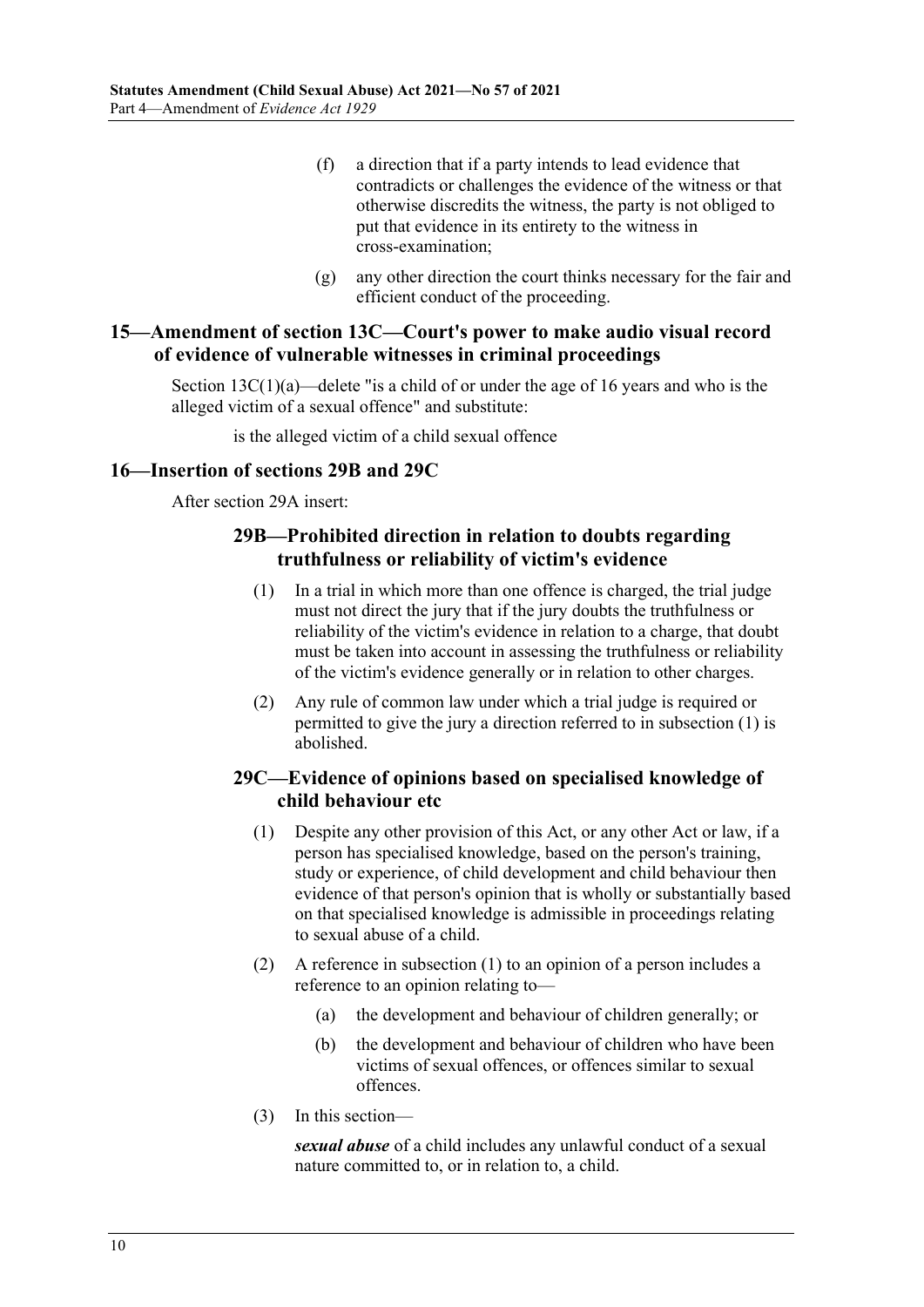(f) a direction that if a party intends to lead evidence that contradicts or challenges the evidence of the witness or that otherwise discredits the witness, the party is not obliged to put that evidence in its entirety to the witness in cross-examination;

(g) any other direction the court thinks necessary for the fair and efficient conduct of the proceeding.

## 15—Amendment of section 13C—Court's power to make audio visual record of evidence of vulnerable witnesses in criminal proceedings

Section 13C(1)(a)—delete "is a child of or under the age of 16 years and who is the alleged victim of a sexual offence" and substitute:

is the alleged victim of a child sexual offence

## 16—Insertion of sections 29B and 29C

After section 29A insert:

### 29B—Prohibited direction in relation to doubts regarding truthfulness or reliability of victim's evidence

(1) In a trial in which more than one offence is charged, the trial judge must not direct the jury that if the jury doubts the truthfulness or reliability of the victim's evidence in relation to a charge, that doubt must be taken into account in assessing the truthfulness or reliability of the victim's evidence generally or in relation to other charges.

(2) Any rule of common law under which a trial judge is required or permitted to give the jury a direction referred to in subsection (1) is abolished.

### 29C—Evidence of opinions based on specialised knowledge of child behaviour etc

(1) Despite any other provision of this Act, or any other Act or law, if a person has specialised knowledge, based on the person's training, study or experience, of child development and child behaviour then evidence of that person's opinion that is wholly or substantially based on that specialised knowledge is admissible in proceedings relating to sexual abuse of a child.

(2) A reference in subsection (1) to an opinion of a person includes a reference to an opinion relating to—

(a) the development and behaviour of children generally; or

(b) the development and behaviour of children who have been victims of sexual offences, or offences similar to sexual offences.

(3) In this section—

***sexual abuse*** of a child includes any unlawful conduct of a sexual nature committed to, or in relation to, a child.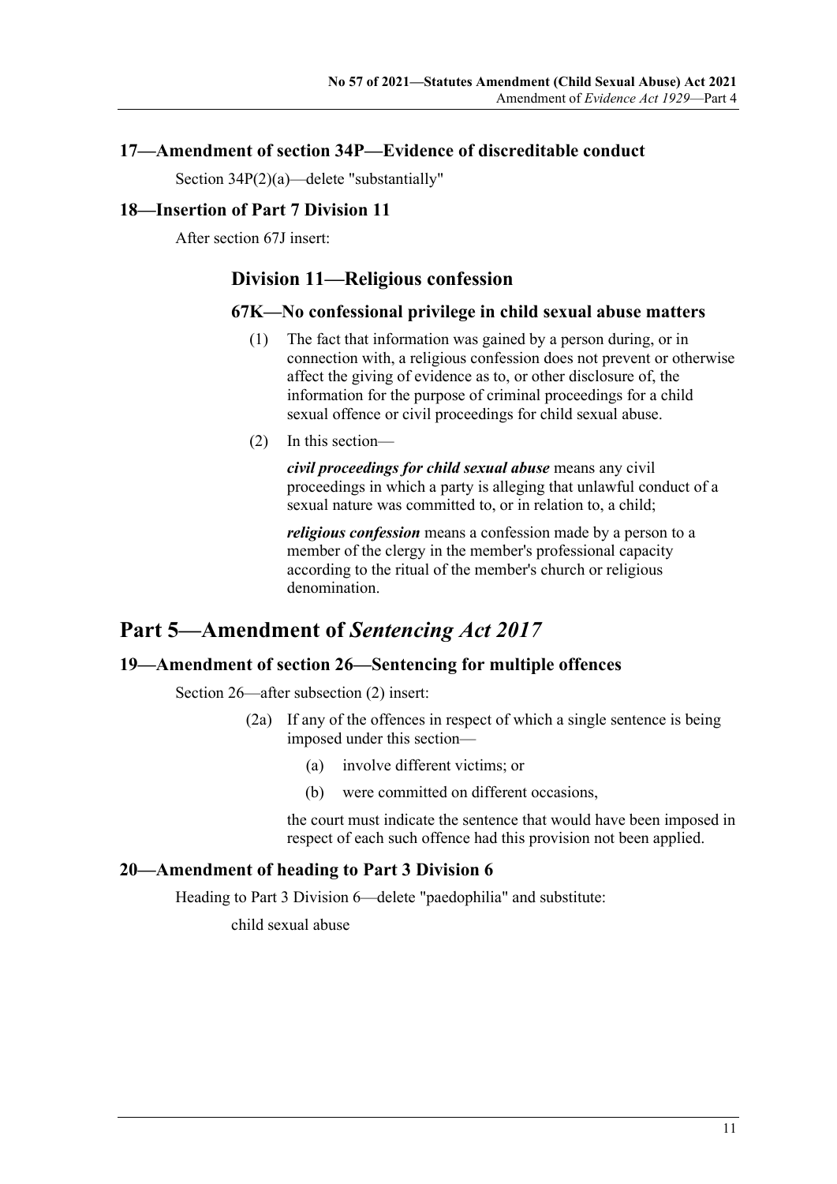### 17—Amendment of section 34P—Evidence of discreditable conduct

Section 34P(2)(a)—delete "substantially"

### 18—Insertion of Part 7 Division 11

After section 67J insert:

## Division 11—Religious confession

### 67K—No confessional privilege in child sexual abuse matters

(1) The fact that information was gained by a person during, or in connection with, a religious confession does not prevent or otherwise affect the giving of evidence as to, or other disclosure of, the information for the purpose of criminal proceedings for a child sexual offence or civil proceedings for child sexual abuse.

(2) In this section—

***civil proceedings for child sexual abuse*** means any civil proceedings in which a party is alleging that unlawful conduct of a sexual nature was committed to, or in relation to, a child;

***religious confession*** means a confession made by a person to a member of the clergy in the member's professional capacity according to the ritual of the member's church or religious denomination.

# Part 5—Amendment of *Sentencing Act 2017*

### 19—Amendment of section 26—Sentencing for multiple offences

Section 26—after subsection (2) insert:

(2a) If any of the offences in respect of which a single sentence is being imposed under this section—

(a) involve different victims; or

(b) were committed on different occasions,

the court must indicate the sentence that would have been imposed in respect of each such offence had this provision not been applied.

### 20—Amendment of heading to Part 3 Division 6

Heading to Part 3 Division 6—delete "paedophilia" and substitute:

child sexual abuse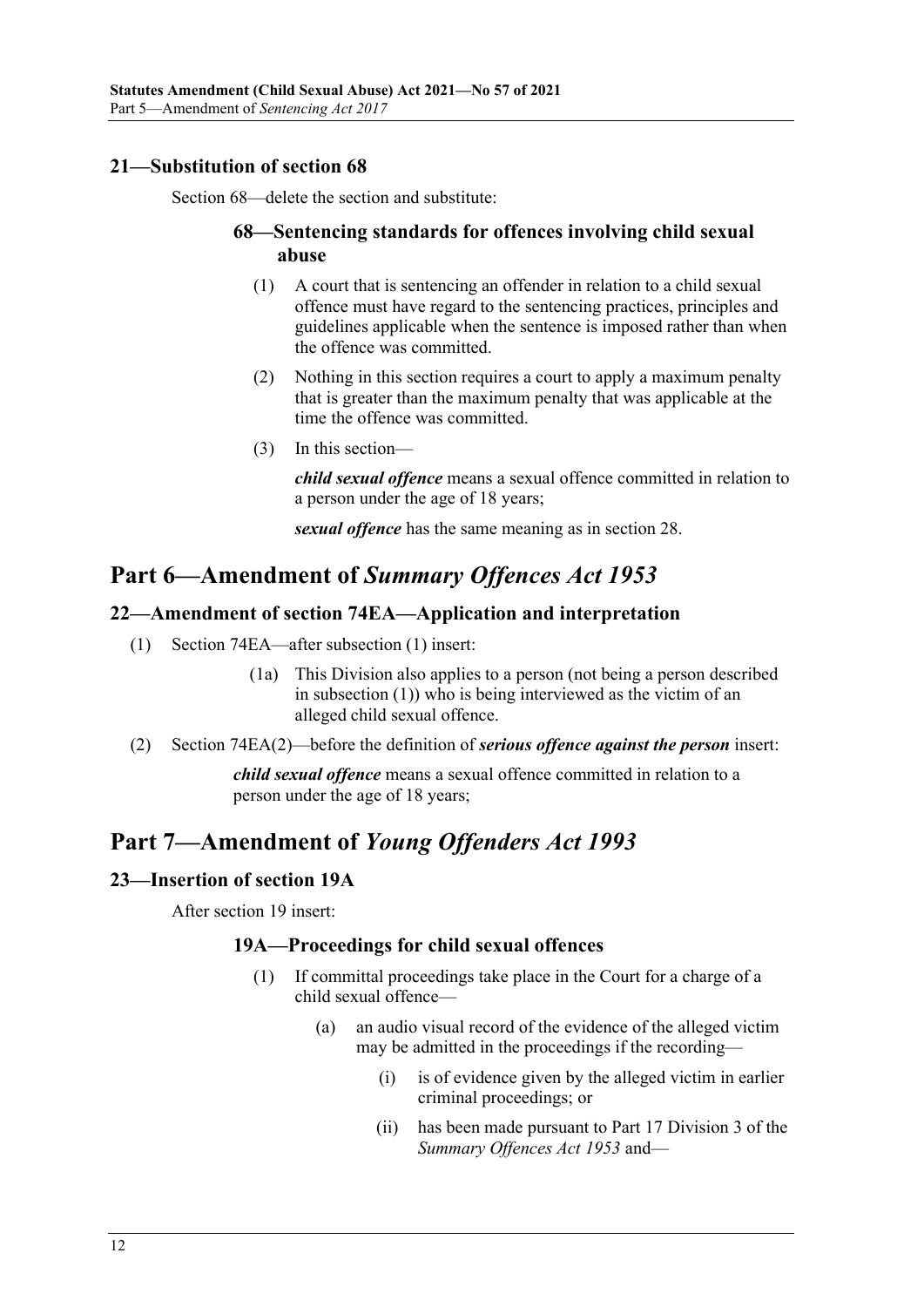### 21—Substitution of section 68

Section 68—delete the section and substitute:

#### 68—Sentencing standards for offences involving child sexual abuse

(1) A court that is sentencing an offender in relation to a child sexual offence must have regard to the sentencing practices, principles and guidelines applicable when the sentence is imposed rather than when the offence was committed.

(2) Nothing in this section requires a court to apply a maximum penalty that is greater than the maximum penalty that was applicable at the time the offence was committed.

(3) In this section—

***child sexual offence*** means a sexual offence committed in relation to a person under the age of 18 years;

***sexual offence*** has the same meaning as in section 28.

## Part 6—Amendment of *Summary Offences Act 1953*

### 22—Amendment of section 74EA—Application and interpretation

(1) Section 74EA—after subsection (1) insert:

(1a) This Division also applies to a person (not being a person described in subsection (1)) who is being interviewed as the victim of an alleged child sexual offence.

(2) Section 74EA(2)—before the definition of ***serious offence against the person*** insert:

***child sexual offence*** means a sexual offence committed in relation to a person under the age of 18 years;

## Part 7—Amendment of *Young Offenders Act 1993*

### 23—Insertion of section 19A

After section 19 insert:

#### 19A—Proceedings for child sexual offences

(1) If committal proceedings take place in the Court for a charge of a child sexual offence—

(a) an audio visual record of the evidence of the alleged victim may be admitted in the proceedings if the recording—

(i) is of evidence given by the alleged victim in earlier criminal proceedings; or

(ii) has been made pursuant to Part 17 Division 3 of the *Summary Offences Act 1953* and—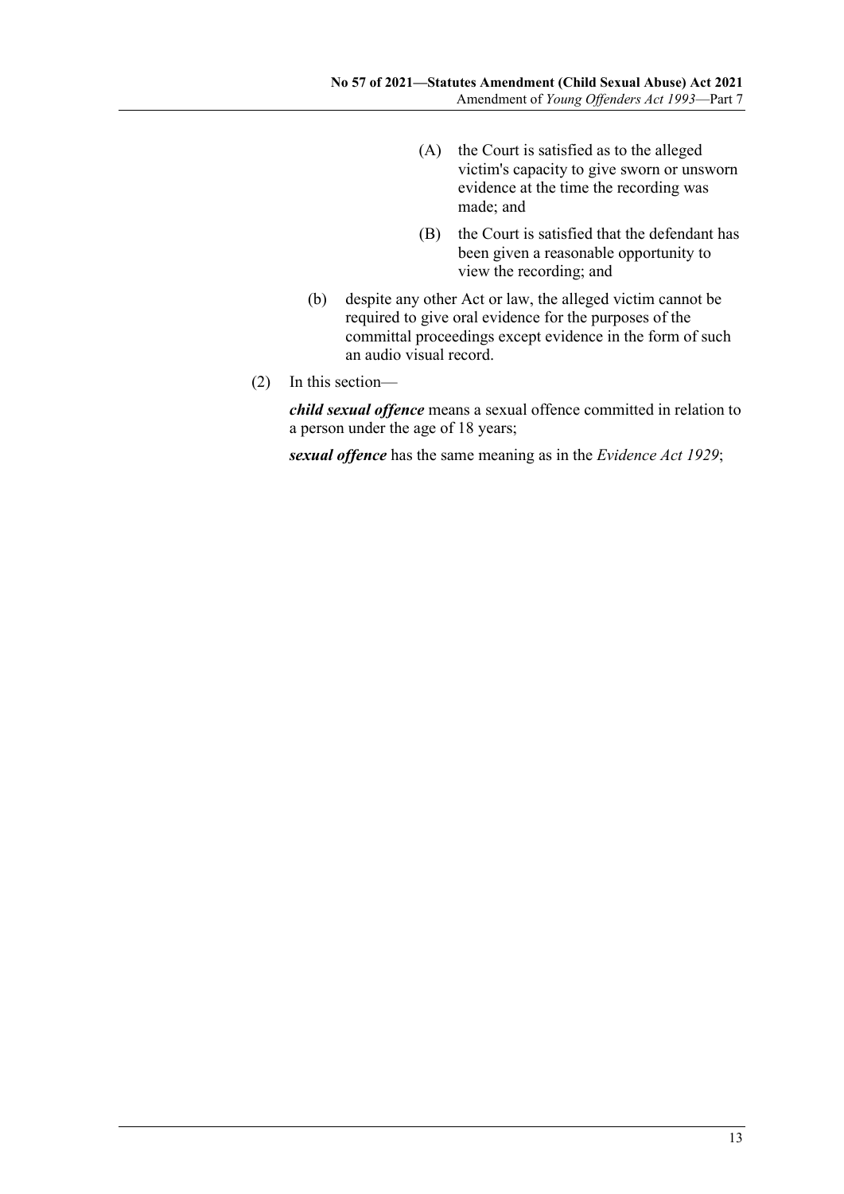(A) the Court is satisfied as to the alleged victim's capacity to give sworn or unsworn evidence at the time the recording was made; and

(B) the Court is satisfied that the defendant has been given a reasonable opportunity to view the recording; and

(b) despite any other Act or law, the alleged victim cannot be required to give oral evidence for the purposes of the committal proceedings except evidence in the form of such an audio visual record.

(2) In this section—

***child sexual offence*** means a sexual offence committed in relation to a person under the age of 18 years;

***sexual offence*** has the same meaning as in the *Evidence Act 1929*;